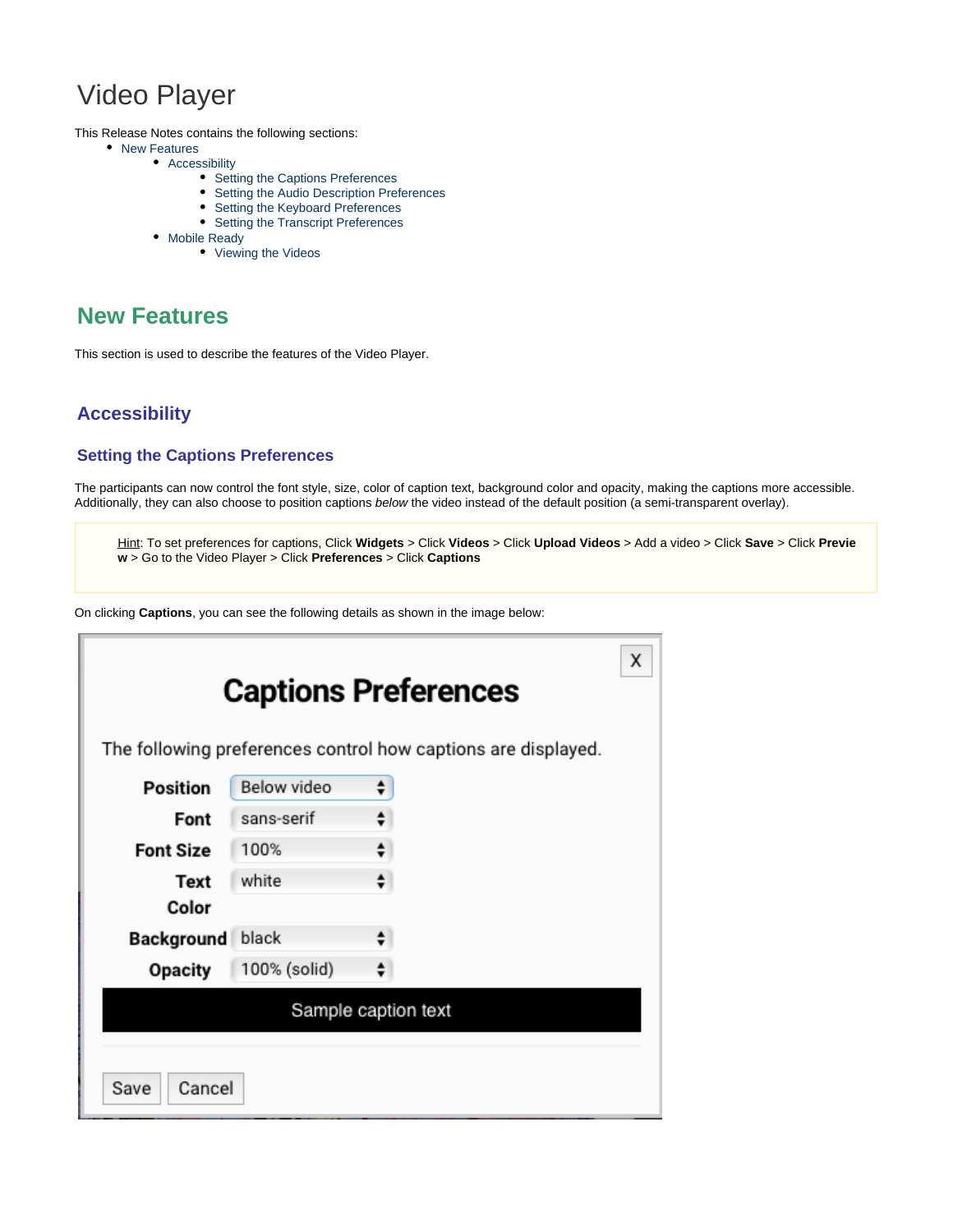# Video Player

This Release Notes contains the following sections:

- New Features
  - Accessibility
    - Setting the Captions Preferences
    - Setting the Audio Description Preferences
    - Setting the Keyboard Preferences
    - Setting the Transcript Preferences
  - Mobile Ready
    - Viewing the Videos

## New Features

This section is used to describe the features of the Video Player.

### Accessibility

#### Setting the Captions Preferences

The participants can now control the font style, size, color of caption text, background color and opacity, making the captions more accessible. Additionally, they can also choose to position captions *below* the video instead of the default position (a semi-transparent overlay).

> Hint: To set preferences for captions, Click **Widgets** > Click **Videos** > Click **Upload Videos** > Add a video > Click **Save** > Click **Preview** > Go to the Video Player > Click **Preferences** > Click **Captions**

On clicking **Captions**, you can see the following details as shown in the image below: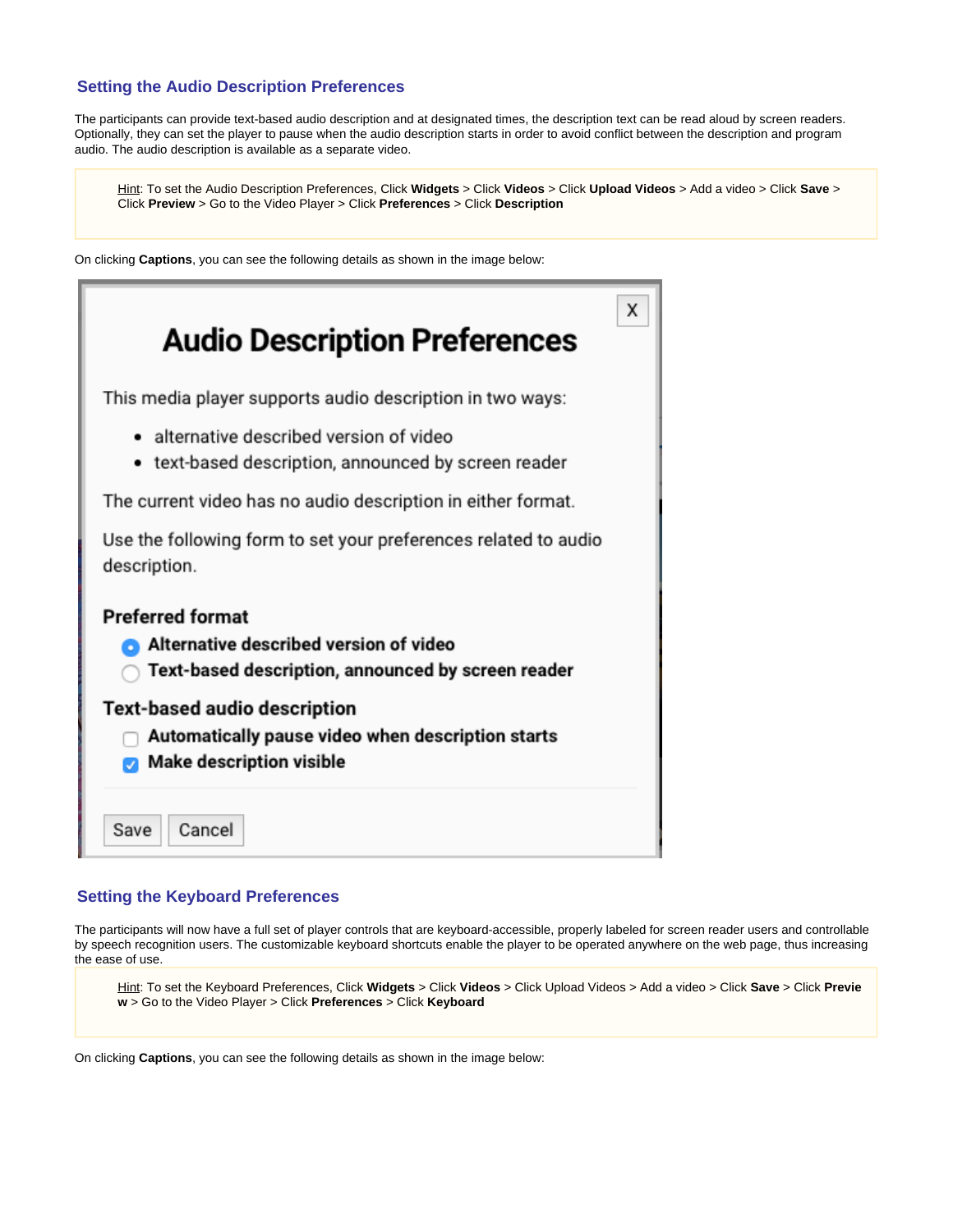## Setting the Audio Description Preferences

The participants can provide text-based audio description and at designated times, the description text can be read aloud by screen readers. Optionally, they can set the player to pause when the audio description starts in order to avoid conflict between the description and program audio. The audio description is available as a separate video.

> Hint: To set the Audio Description Preferences, Click **Widgets** > Click **Videos** > Click **Upload Videos** > Add a video > Click **Save** > Click **Preview** > Go to the Video Player > Click **Preferences** > Click **Description**

On clicking **Captions**, you can see the following details as shown in the image below:

X

**Audio Description Preferences**

This media player supports audio description in two ways:

- alternative described version of video
- text-based description, announced by screen reader

The current video has no audio description in either format.

Use the following form to set your preferences related to audio description.

**Preferred format**

- (selected) **Alternative described version of video**
- **Text-based description, announced by screen reader**

**Text-based audio description**

- [ ] **Automatically pause video when description starts**
- [x] **Make description visible**

Save Cancel

## Setting the Keyboard Preferences

The participants will now have a full set of player controls that are keyboard-accessible, properly labeled for screen reader users and controllable by speech recognition users. The customizable keyboard shortcuts enable the player to be operated anywhere on the web page, thus increasing the ease of use.

> Hint: To set the Keyboard Preferences, Click **Widgets** > Click **Videos** > Click Upload Videos > Add a video > Click **Save** > Click **Preview** > Go to the Video Player > Click **Preferences** > Click **Keyboard**

On clicking **Captions**, you can see the following details as shown in the image below: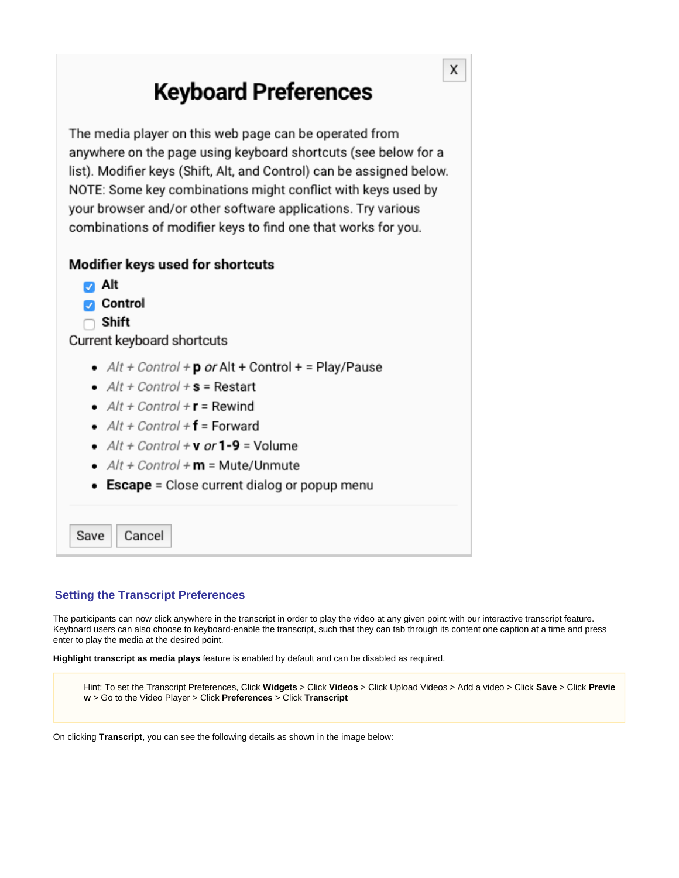# Keyboard Preferences

X

The media player on this web page can be operated from anywhere on the page using keyboard shortcuts (see below for a list). Modifier keys (Shift, Alt, and Control) can be assigned below. NOTE: Some key combinations might conflict with keys used by your browser and/or other software applications. Try various combinations of modifier keys to find one that works for you.

**Modifier keys used for shortcuts**

- [x] **Alt**
- [x] **Control**
- [ ] **Shift**

Current keyboard shortcuts

- *Alt + Control +* **p** *or* Alt + Control + = Play/Pause
- *Alt + Control +* **s** = Restart
- *Alt + Control +* **r** = Rewind
- *Alt + Control +* **f** = Forward
- *Alt + Control +* **v** *or* **1-9** = Volume
- *Alt + Control +* **m** = Mute/Unmute
- **Escape** = Close current dialog or popup menu

Save Cancel

## Setting the Transcript Preferences

The participants can now click anywhere in the transcript in order to play the video at any given point with our interactive transcript feature. Keyboard users can also choose to keyboard-enable the transcript, such that they can tab through its content one caption at a time and press enter to play the media at the desired point.

**Highlight transcript as media plays** feature is enabled by default and can be disabled as required.

> Hint: To set the Transcript Preferences, Click **Widgets** > Click **Videos** > Click Upload Videos > Add a video > Click **Save** > Click **Preview** > Go to the Video Player > Click **Preferences** > Click **Transcript**

On clicking **Transcript**, you can see the following details as shown in the image below: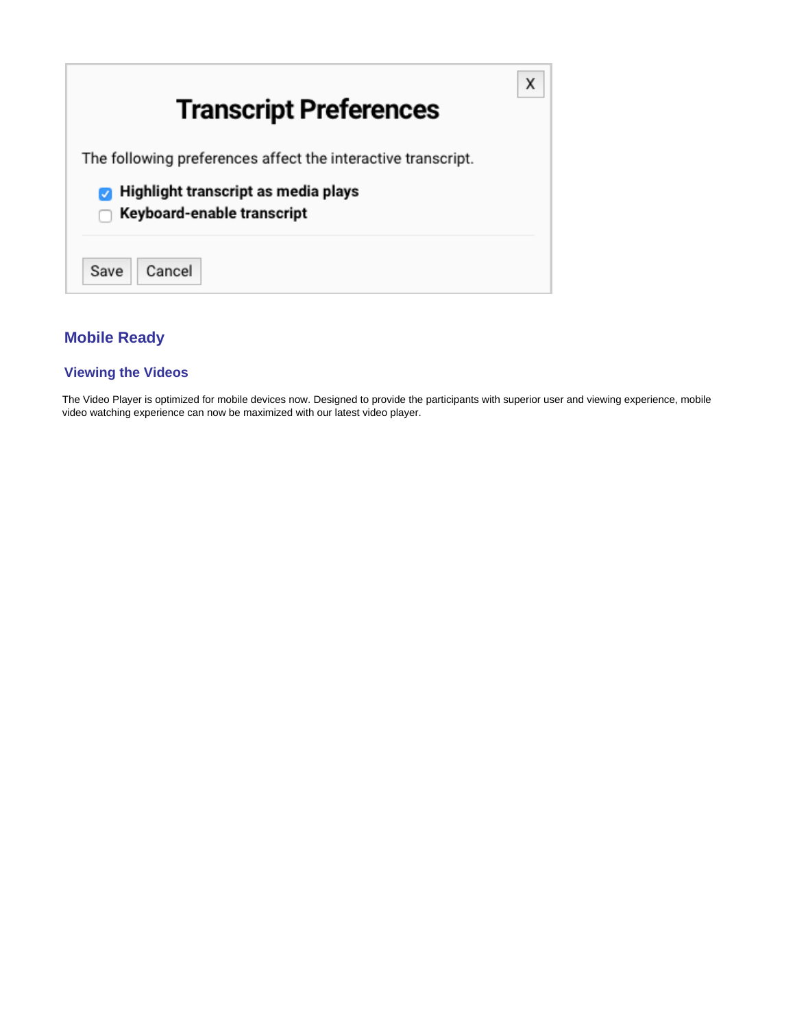# Transcript Preferences

The following preferences affect the interactive transcript.

- [x] **Highlight transcript as media plays**
- [ ] **Keyboard-enable transcript**

Save  Cancel

## Mobile Ready

### Viewing the Videos

The Video Player is optimized for mobile devices now. Designed to provide the participants with superior user and viewing experience, mobile video watching experience can now be maximized with our latest video player.